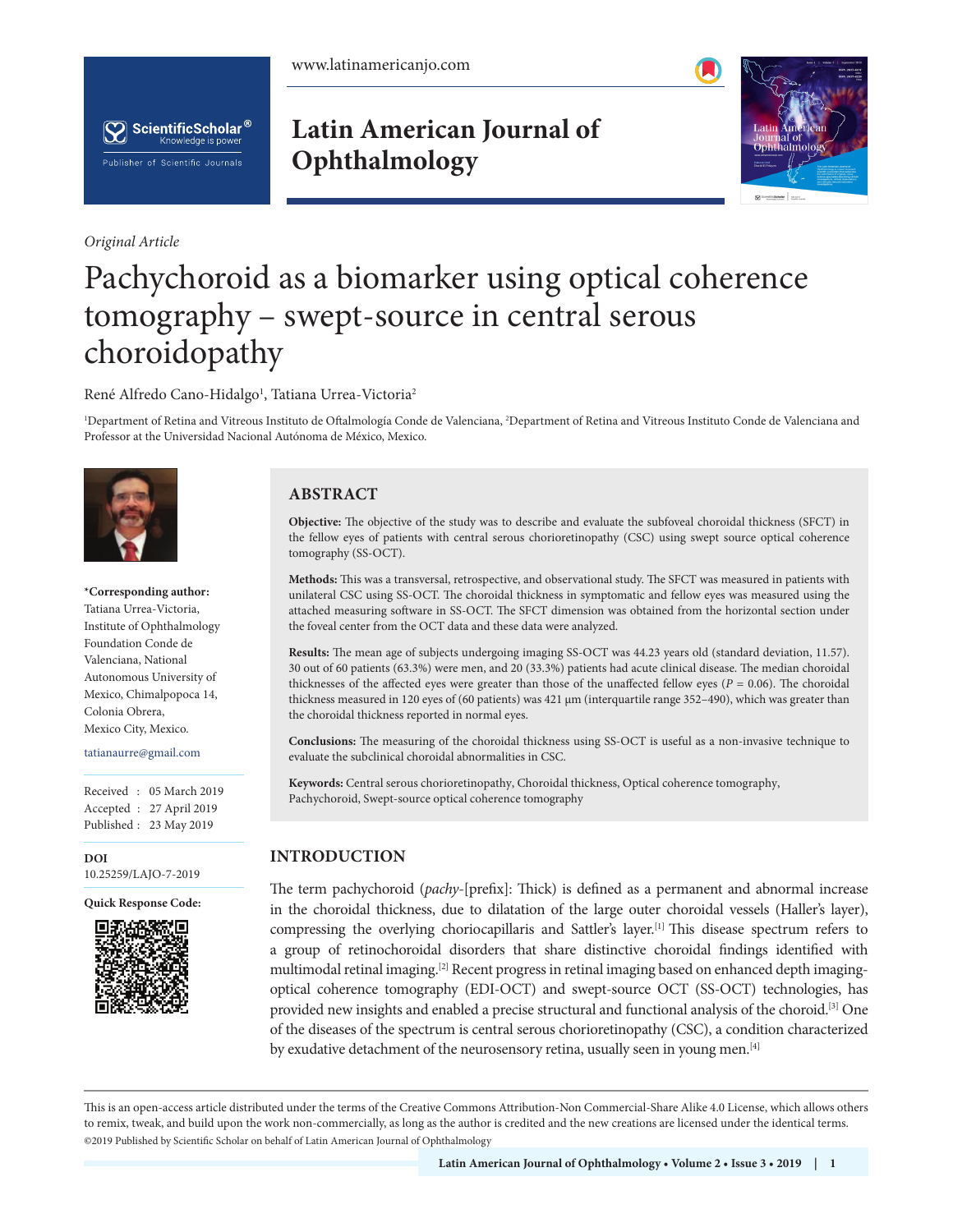*Original Article*

# Pachychoroid as a biomarker using optical coherence tomography – swept-source in central serous choroidopathy

René Alfredo Cano-Hidalgo[1], Tatiana Urrea-Victoria[2]

[1]Department of Retina and Vitreous Instituto de Oftalmología Conde de Valenciana, [2]Department of Retina and Vitreous Instituto Conde de Valenciana and Professor at the Universidad Nacional Autónoma de México, Mexico.

**\*Corresponding author:**
Tatiana Urrea-Victoria,
Institute of Ophthalmology Foundation Conde de Valenciana, National Autonomous University of Mexico, Chimalpopoca 14, Colonia Obrera, Mexico City, Mexico.

tatianaurre@gmail.com

Received : 05 March 2019
Accepted : 27 April 2019
Published : 23 May 2019

**DOI**
10.25259/LAJO-7-2019

**Quick Response Code:**

## ABSTRACT

**Objective:** The objective of the study was to describe and evaluate the subfoveal choroidal thickness (SFCT) in the fellow eyes of patients with central serous chorioretinopathy (CSC) using swept source optical coherence tomography (SS-OCT).

**Methods:** This was a transversal, retrospective, and observational study. The SFCT was measured in patients with unilateral CSC using SS-OCT. The choroidal thickness in symptomatic and fellow eyes was measured using the attached measuring software in SS-OCT. The SFCT dimension was obtained from the horizontal section under the foveal center from the OCT data and these data were analyzed.

**Results:** The mean age of subjects undergoing imaging SS-OCT was 44.23 years old (standard deviation, 11.57). 30 out of 60 patients (63.3%) were men, and 20 (33.3%) patients had acute clinical disease. The median choroidal thicknesses of the affected eyes were greater than those of the unaffected fellow eyes ($P$ = 0.06). The choroidal thickness measured in 120 eyes of (60 patients) was 421 µm (interquartile range 352–490), which was greater than the choroidal thickness reported in normal eyes.

**Conclusions:** The measuring of the choroidal thickness using SS-OCT is useful as a non-invasive technique to evaluate the subclinical choroidal abnormalities in CSC.

**Keywords:** Central serous chorioretinopathy, Choroidal thickness, Optical coherence tomography, Pachychoroid, Swept-source optical coherence tomography

## INTRODUCTION

The term pachychoroid (*pachy*-[prefix]: Thick) is defined as a permanent and abnormal increase in the choroidal thickness, due to dilatation of the large outer choroidal vessels (Haller's layer), compressing the overlying choriocapillaris and Sattler's layer.[1] This disease spectrum refers to a group of retinochoroidal disorders that share distinctive choroidal findings identified with multimodal retinal imaging.[2] Recent progress in retinal imaging based on enhanced depth imaging-optical coherence tomography (EDI-OCT) and swept-source OCT (SS-OCT) technologies, has provided new insights and enabled a precise structural and functional analysis of the choroid.[3] One of the diseases of the spectrum is central serous chorioretinopathy (CSC), a condition characterized by exudative detachment of the neurosensory retina, usually seen in young men.[4]

This is an open-access article distributed under the terms of the Creative Commons Attribution-Non Commercial-Share Alike 4.0 License, which allows others to remix, tweak, and build upon the work non-commercially, as long as the author is credited and the new creations are licensed under the identical terms.
©2019 Published by Scientific Scholar on behalf of Latin American Journal of Ophthalmology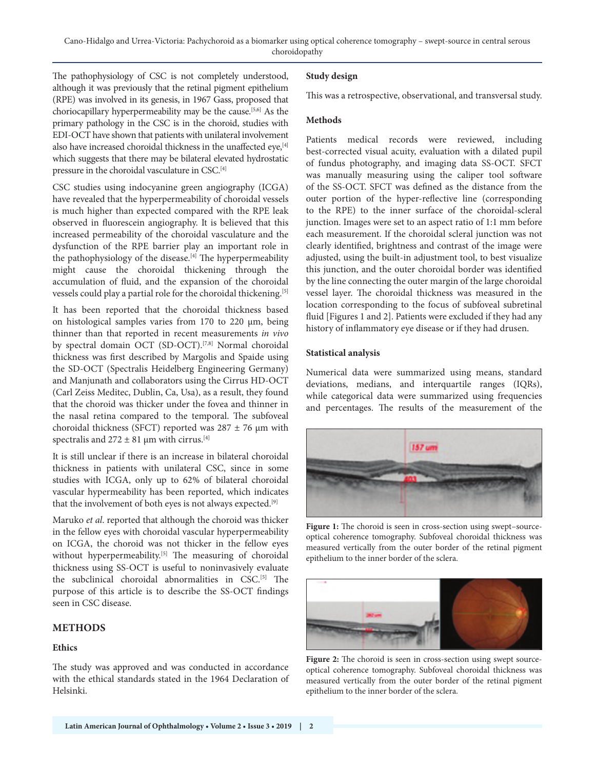The pathophysiology of CSC is not completely understood, although it was previously that the retinal pigment epithelium (RPE) was involved in its genesis, in 1967 Gass, proposed that choriocapillary hyperpermeability may be the cause.[5,6] As the primary pathology in the CSC is in the choroid, studies with EDI-OCT have shown that patients with unilateral involvement also have increased choroidal thickness in the unaffected eye,[4] which suggests that there may be bilateral elevated hydrostatic pressure in the choroidal vasculature in CSC.[4]

CSC studies using indocyanine green angiography (ICGA) have revealed that the hyperpermeability of choroidal vessels is much higher than expected compared with the RPE leak observed in fluorescein angiography. It is believed that this increased permeability of the choroidal vasculature and the dysfunction of the RPE barrier play an important role in the pathophysiology of the disease.[4] The hyperpermeability might cause the choroidal thickening through the accumulation of fluid, and the expansion of the choroidal vessels could play a partial role for the choroidal thickening.[5]

It has been reported that the choroidal thickness based on histological samples varies from 170 to 220 μm, being thinner than that reported in recent measurements *in vivo* by spectral domain OCT (SD-OCT).[7,8] Normal choroidal thickness was first described by Margolis and Spaide using the SD-OCT (Spectralis Heidelberg Engineering Germany) and Manjunath and collaborators using the Cirrus HD-OCT (Carl Zeiss Meditec, Dublin, Ca, Usa), as a result, they found that the choroid was thicker under the fovea and thinner in the nasal retina compared to the temporal. The subfoveal choroidal thickness (SFCT) reported was 287 ± 76 μm with spectralis and 272 ± 81 μm with cirrus.[4]

It is still unclear if there is an increase in bilateral choroidal thickness in patients with unilateral CSC, since in some studies with ICGA, only up to 62% of bilateral choroidal vascular hypermeability has been reported, which indicates that the involvement of both eyes is not always expected.[9]

Maruko *et al*. reported that although the choroid was thicker in the fellow eyes with choroidal vascular hyperpermeability on ICGA, the choroid was not thicker in the fellow eyes without hyperpermeability.[5] The measuring of choroidal thickness using SS-OCT is useful to noninvasively evaluate the subclinical choroidal abnormalities in CSC.[5] The purpose of this article is to describe the SS-OCT findings seen in CSC disease.

## METHODS

### Ethics

The study was approved and was conducted in accordance with the ethical standards stated in the 1964 Declaration of Helsinki.

### Study design

This was a retrospective, observational, and transversal study.

### Methods

Patients medical records were reviewed, including best-corrected visual acuity, evaluation with a dilated pupil of fundus photography, and imaging data SS-OCT. SFCT was manually measuring using the caliper tool software of the SS-OCT. SFCT was defined as the distance from the outer portion of the hyper-reflective line (corresponding to the RPE) to the inner surface of the choroidal-scleral junction. Images were set to an aspect ratio of 1:1 mm before each measurement. If the choroidal scleral junction was not clearly identified, brightness and contrast of the image were adjusted, using the built-in adjustment tool, to best visualize this junction, and the outer choroidal border was identified by the line connecting the outer margin of the large choroidal vessel layer. The choroidal thickness was measured in the location corresponding to the focus of subfoveal subretinal fluid [Figures 1 and 2]. Patients were excluded if they had any history of inflammatory eye disease or if they had drusen.

### Statistical analysis

Numerical data were summarized using means, standard deviations, medians, and interquartile ranges (IQRs), while categorical data were summarized using frequencies and percentages. The results of the measurement of the

**Figure 1:** The choroid is seen in cross-section using swept–source-optical coherence tomography. Subfoveal choroidal thickness was measured vertically from the outer border of the retinal pigment epithelium to the inner border of the sclera.

**Figure 2:** The choroid is seen in cross-section using swept source-optical coherence tomography. Subfoveal choroidal thickness was measured vertically from the outer border of the retinal pigment epithelium to the inner border of the sclera.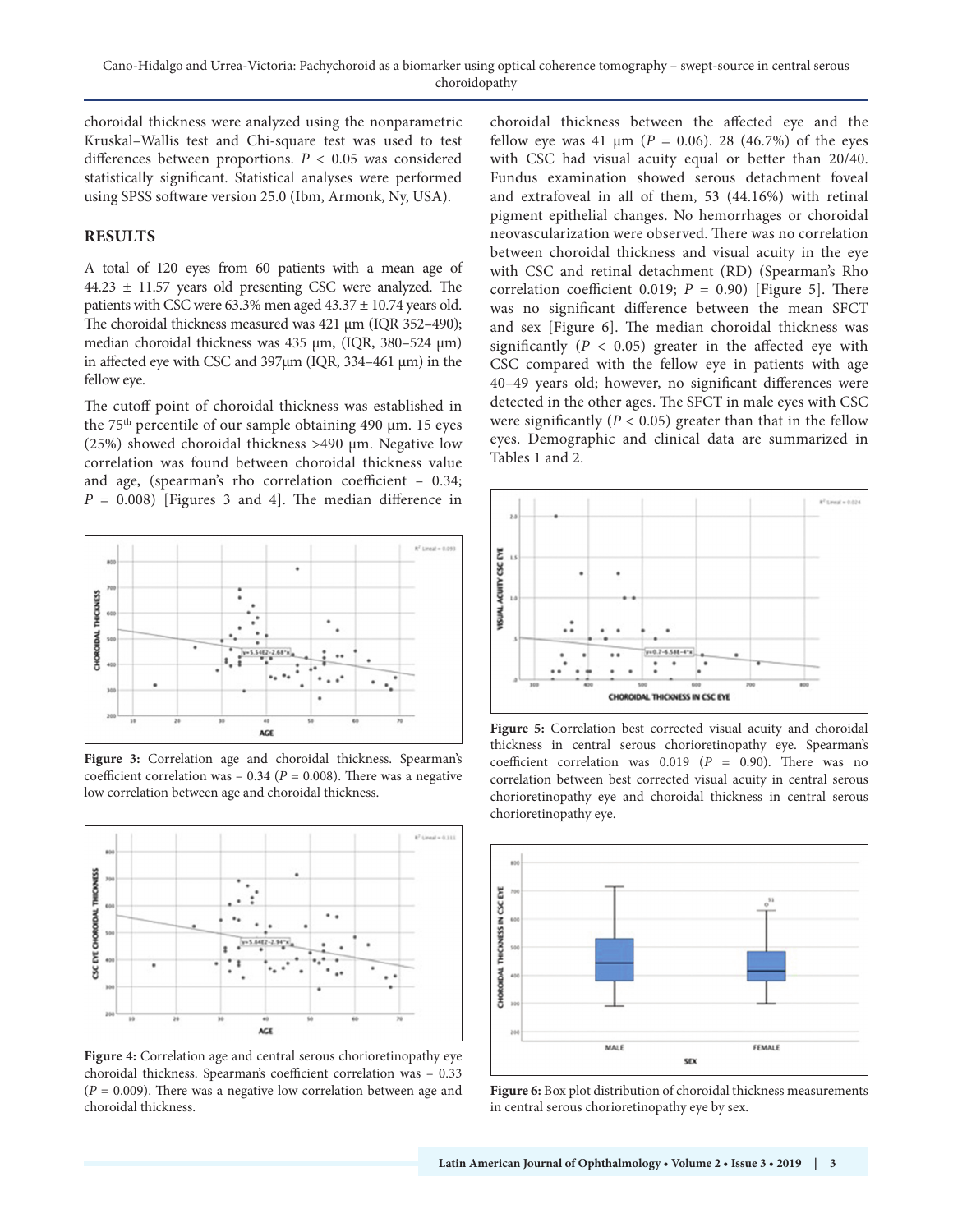choroidal thickness were analyzed using the nonparametric Kruskal–Wallis test and Chi-square test was used to test differences between proportions. $P < 0.05$ was considered statistically significant. Statistical analyses were performed using SPSS software version 25.0 (Ibm, Armonk, Ny, USA).

## RESULTS

A total of 120 eyes from 60 patients with a mean age of 44.23 ± 11.57 years old presenting CSC were analyzed. The patients with CSC were 63.3% men aged 43.37 ± 10.74 years old. The choroidal thickness measured was 421 μm (IQR 352–490); median choroidal thickness was 435 μm, (IQR, 380–524 μm) in affected eye with CSC and 397μm (IQR, 334–461 μm) in the fellow eye.

The cutoff point of choroidal thickness was established in the 75[th] percentile of our sample obtaining 490 μm. 15 eyes (25%) showed choroidal thickness >490 μm. Negative low correlation was found between choroidal thickness value and age, (spearman's rho correlation coefficient – 0.34; $P = 0.008$) [Figures 3 and 4]. The median difference in choroidal thickness between the affected eye and the fellow eye was 41 μm ($P = 0.06$). 28 (46.7%) of the eyes with CSC had visual acuity equal or better than 20/40. Fundus examination showed serous detachment foveal and extrafoveal in all of them, 53 (44.16%) with retinal pigment epithelial changes. No hemorrhages or choroidal neovascularization were observed. There was no correlation between choroidal thickness and visual acuity in the eye with CSC and retinal detachment (RD) (Spearman's Rho correlation coefficient 0.019; $P = 0.90$) [Figure 5]. There was no significant difference between the mean SFCT and sex [Figure 6]. The median choroidal thickness was significantly ($P < 0.05$) greater in the affected eye with CSC compared with the fellow eye in patients with age 40–49 years old; however, no significant differences were detected in the other ages. The SFCT in male eyes with CSC were significantly ($P < 0.05$) greater than that in the fellow eyes. Demographic and clinical data are summarized in Tables 1 and 2.

**Figure 3:** Correlation age and choroidal thickness. Spearman's coefficient correlation was – 0.34 ($P = 0.008$). There was a negative low correlation between age and choroidal thickness.

**Figure 4:** Correlation age and central serous chorioretinopathy eye choroidal thickness. Spearman's coefficient correlation was – 0.33 ($P = 0.009$). There was a negative low correlation between age and choroidal thickness.

**Figure 5:** Correlation best corrected visual acuity and choroidal thickness in central serous chorioretinopathy eye. Spearman's coefficient correlation was 0.019 ($P = 0.90$). There was no correlation between best corrected visual acuity in central serous chorioretinopathy eye and choroidal thickness in central serous chorioretinopathy eye.

**Figure 6:** Box plot distribution of choroidal thickness measurements in central serous chorioretinopathy eye by sex.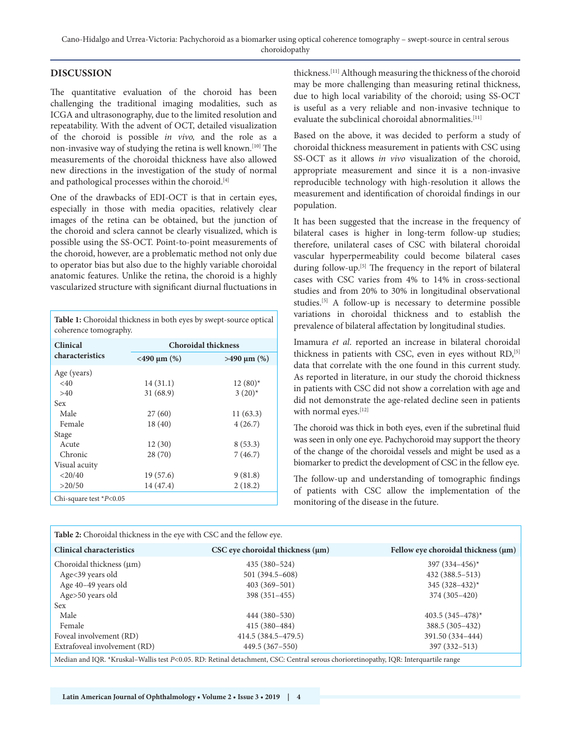## DISCUSSION

The quantitative evaluation of the choroid has been challenging the traditional imaging modalities, such as ICGA and ultrasonography, due to the limited resolution and repeatability. With the advent of OCT, detailed visualization of the choroid is possible *in vivo,* and the role as a non-invasive way of studying the retina is well known.[10] The measurements of the choroidal thickness have also allowed new directions in the investigation of the study of normal and pathological processes within the choroid.[4]

One of the drawbacks of EDI-OCT is that in certain eyes, especially in those with media opacities, relatively clear images of the retina can be obtained, but the junction of the choroid and sclera cannot be clearly visualized, which is possible using the SS-OCT. Point-to-point measurements of the choroid, however, are a problematic method not only due to operator bias but also due to the highly variable choroidal anatomic features. Unlike the retina, the choroid is a highly vascularized structure with significant diurnal fluctuations in thickness.[11] Although measuring the thickness of the choroid may be more challenging than measuring retinal thickness, due to high local variability of the choroid; using SS-OCT is useful as a very reliable and non-invasive technique to evaluate the subclinical choroidal abnormalities.[11]

**Table 1:** Choroidal thickness in both eyes by swept-source optical coherence tomography.

| Clinical characteristics | Choroidal thickness | |
|---|---|---|
| | <490 μm (%) | >490 μm (%) |
| Age (years) | | |
| <40 | 14 (31.1) | 12 (80)* |
| >40 | 31 (68.9) | 3 (20)* |
| Sex | | |
| Male | 27 (60) | 11 (63.3) |
| Female | 18 (40) | 4 (26.7) |
| Stage | | |
| Acute | 12 (30) | 8 (53.3) |
| Chronic | 28 (70) | 7 (46.7) |
| Visual acuity | | |
| <20/40 | 19 (57.6) | 9 (81.8) |
| >20/50 | 14 (47.4) | 2 (18.2) |

Chi-square test *$P$<0.05

Based on the above, it was decided to perform a study of choroidal thickness measurement in patients with CSC using SS-OCT as it allows *in vivo* visualization of the choroid, appropriate measurement and since it is a non-invasive reproducible technology with high-resolution it allows the measurement and identification of choroidal findings in our population.

It has been suggested that the increase in the frequency of bilateral cases is higher in long-term follow-up studies; therefore, unilateral cases of CSC with bilateral choroidal vascular hyperpermeability could become bilateral cases during follow-up.[5] The frequency in the report of bilateral cases with CSC varies from 4% to 14% in cross-sectional studies and from 20% to 30% in longitudinal observational studies.[5] A follow-up is necessary to determine possible variations in choroidal thickness and to establish the prevalence of bilateral affectation by longitudinal studies.

Imamura *et al*. reported an increase in bilateral choroidal thickness in patients with CSC, even in eyes without RD,[5] data that correlate with the one found in this current study. As reported in literature, in our study the choroid thickness in patients with CSC did not show a correlation with age and did not demonstrate the age-related decline seen in patients with normal eyes.[12]

The choroid was thick in both eyes, even if the subretinal fluid was seen in only one eye. Pachychoroid may support the theory of the change of the choroidal vessels and might be used as a biomarker to predict the development of CSC in the fellow eye.

The follow-up and understanding of tomographic findings of patients with CSC allow the implementation of the monitoring of the disease in the future.

**Table 2:** Choroidal thickness in the eye with CSC and the fellow eye.

| Clinical characteristics | CSC eye choroidal thickness (μm) | Fellow eye choroidal thickness (μm) |
|---|---|---|
| Choroidal thickness (μm) | 435 (380–524) | 397 (334–456)* |
| Age<39 years old | 501 (394.5–608) | 432 (388.5–513) |
| Age 40–49 years old | 403 (369–501) | 345 (328–432)* |
| Age>50 years old | 398 (351–455) | 374 (305–420) |
| Sex | | |
| Male | 444 (380–530) | 403.5 (345–478)* |
| Female | 415 (380–484) | 388.5 (305–432) |
| Foveal involvement (RD) | 414.5 (384.5–479.5) | 391.50 (334–444) |
| Extrafoveal involvement (RD) | 449.5 (367–550) | 397 (332–513) |

Median and IQR. *Kruskal–Wallis test $P$<0.05. RD: Retinal detachment, CSC: Central serous chorioretinopathy, IQR: Interquartile range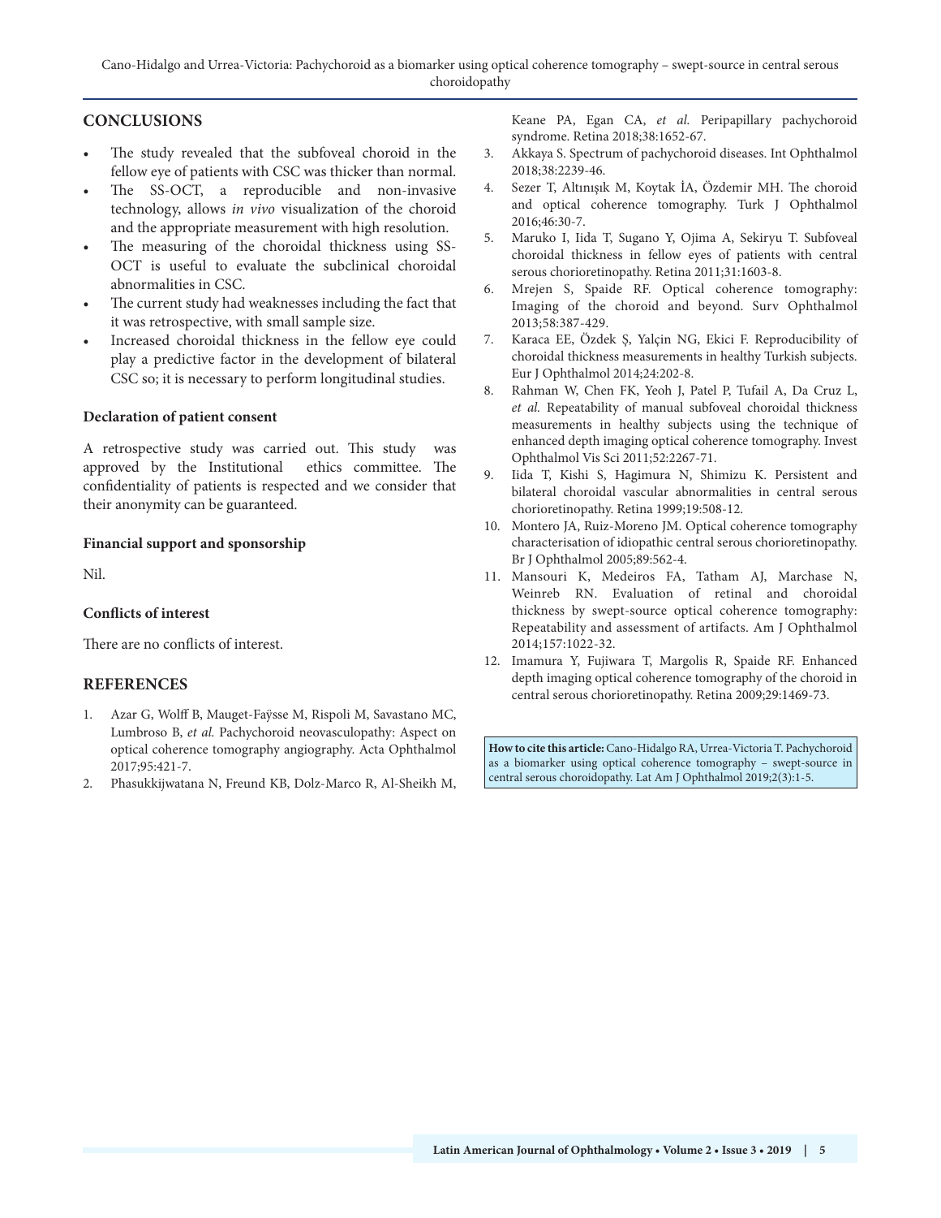## CONCLUSIONS

- The study revealed that the subfoveal choroid in the fellow eye of patients with CSC was thicker than normal.
- The SS-OCT, a reproducible and non-invasive technology, allows *in vivo* visualization of the choroid and the appropriate measurement with high resolution.
- The measuring of the choroidal thickness using SS-OCT is useful to evaluate the subclinical choroidal abnormalities in CSC.
- The current study had weaknesses including the fact that it was retrospective, with small sample size.
- Increased choroidal thickness in the fellow eye could play a predictive factor in the development of bilateral CSC so; it is necessary to perform longitudinal studies.

### Declaration of patient consent

A retrospective study was carried out. This study was approved by the Institutional ethics committee. The confidentiality of patients is respected and we consider that their anonymity can be guaranteed.

### Financial support and sponsorship

Nil.

### Conflicts of interest

There are no conflicts of interest.

## REFERENCES

1. Azar G, Wolff B, Mauget-Faÿsse M, Rispoli M, Savastano MC, Lumbroso B, *et al.* Pachychoroid neovasculopathy: Aspect on optical coherence tomography angiography. Acta Ophthalmol 2017;95:421-7.
2. Phasukkijwatana N, Freund KB, Dolz-Marco R, Al-Sheikh M, Keane PA, Egan CA, *et al.* Peripapillary pachychoroid syndrome. Retina 2018;38:1652-67.
3. Akkaya S. Spectrum of pachychoroid diseases. Int Ophthalmol 2018;38:2239-46.
4. Sezer T, Altınışık M, Koytak İA, Özdemir MH. The choroid and optical coherence tomography. Turk J Ophthalmol 2016;46:30-7.
5. Maruko I, Iida T, Sugano Y, Ojima A, Sekiryu T. Subfoveal choroidal thickness in fellow eyes of patients with central serous chorioretinopathy. Retina 2011;31:1603-8.
6. Mrejen S, Spaide RF. Optical coherence tomography: Imaging of the choroid and beyond. Surv Ophthalmol 2013;58:387-429.
7. Karaca EE, Özdek Ş, Yalçin NG, Ekici F. Reproducibility of choroidal thickness measurements in healthy Turkish subjects. Eur J Ophthalmol 2014;24:202-8.
8. Rahman W, Chen FK, Yeoh J, Patel P, Tufail A, Da Cruz L, *et al.* Repeatability of manual subfoveal choroidal thickness measurements in healthy subjects using the technique of enhanced depth imaging optical coherence tomography. Invest Ophthalmol Vis Sci 2011;52:2267-71.
9. Iida T, Kishi S, Hagimura N, Shimizu K. Persistent and bilateral choroidal vascular abnormalities in central serous chorioretinopathy. Retina 1999;19:508-12.
10. Montero JA, Ruiz-Moreno JM. Optical coherence tomography characterisation of idiopathic central serous chorioretinopathy. Br J Ophthalmol 2005;89:562-4.
11. Mansouri K, Medeiros FA, Tatham AJ, Marchase N, Weinreb RN. Evaluation of retinal and choroidal thickness by swept-source optical coherence tomography: Repeatability and assessment of artifacts. Am J Ophthalmol 2014;157:1022-32.
12. Imamura Y, Fujiwara T, Margolis R, Spaide RF. Enhanced depth imaging optical coherence tomography of the choroid in central serous chorioretinopathy. Retina 2009;29:1469-73.

**How to cite this article:** Cano-Hidalgo RA, Urrea-Victoria T. Pachychoroid as a biomarker using optical coherence tomography – swept-source in central serous choroidopathy. Lat Am J Ophthalmol 2019;2(3):1-5.